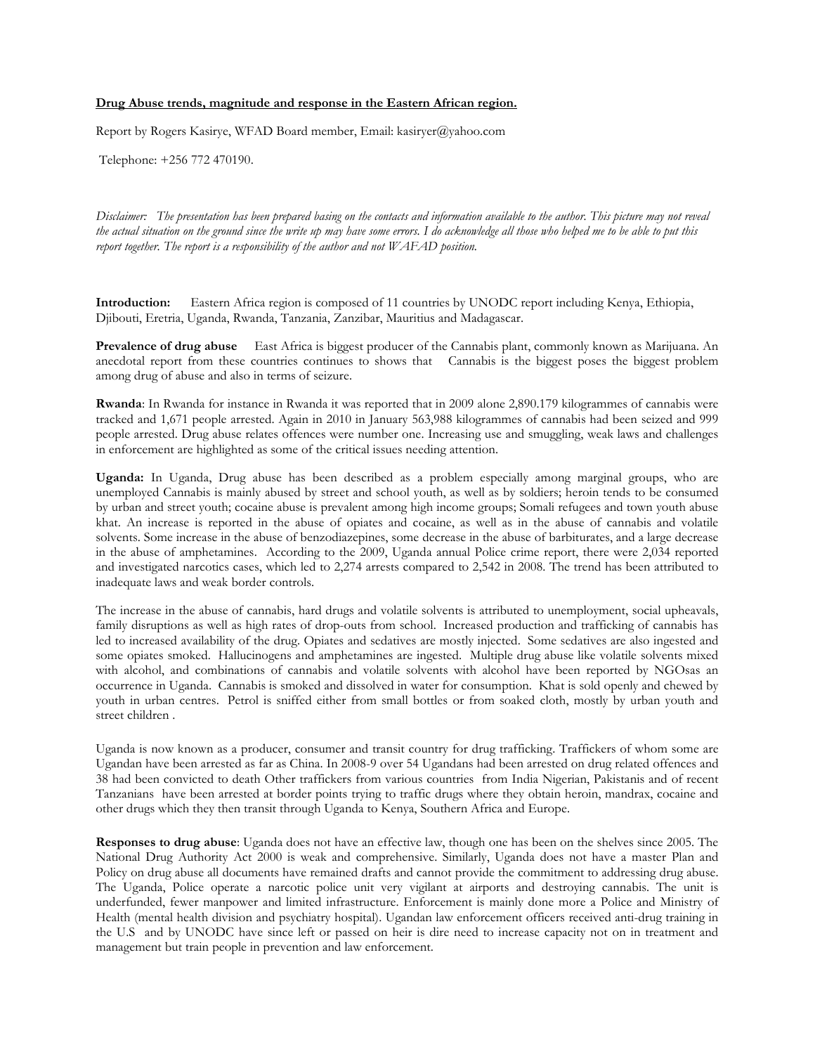**Drug Abuse trends, magnitude and response in the Eastern African region.**

Report by Rogers Kasirye, WFAD Board member, Email: kasiryer@yahoo.com

Telephone: +256 772 470190.

*Disclaimer: The presentation has been prepared basing on the contacts and information available to the author. This picture may not reveal the actual situation on the ground since the write up may have some errors. I do acknowledge all those who helped me to be able to put this report together. The report is a responsibility of the author and not WAFAD position.*

**Introduction:** Eastern Africa region is composed of 11 countries by UNODC report including Kenya, Ethiopia, Djibouti, Eretria, Uganda, Rwanda, Tanzania, Zanzibar, Mauritius and Madagascar.

**Prevalence of drug abuse** East Africa is biggest producer of the Cannabis plant, commonly known as Marijuana. An anecdotal report from these countries continues to shows that Cannabis is the biggest poses the biggest problem among drug of abuse and also in terms of seizure.

**Rwanda**: In Rwanda for instance in Rwanda it was reported that in 2009 alone 2,890.179 kilogrammes of cannabis were tracked and 1,671 people arrested. Again in 2010 in January 563,988 kilogrammes of cannabis had been seized and 999 people arrested. Drug abuse relates offences were number one. Increasing use and smuggling, weak laws and challenges in enforcement are highlighted as some of the critical issues needing attention.

**Uganda:** In Uganda, Drug abuse has been described as a problem especially among marginal groups, who are unemployed Cannabis is mainly abused by street and school youth, as well as by soldiers; heroin tends to be consumed by urban and street youth; cocaine abuse is prevalent among high income groups; Somali refugees and town youth abuse khat. An increase is reported in the abuse of opiates and cocaine, as well as in the abuse of cannabis and volatile solvents. Some increase in the abuse of benzodiazepines, some decrease in the abuse of barbiturates, and a large decrease in the abuse of amphetamines. According to the 2009, Uganda annual Police crime report, there were 2,034 reported and investigated narcotics cases, which led to 2,274 arrests compared to 2,542 in 2008. The trend has been attributed to inadequate laws and weak border controls.

The increase in the abuse of cannabis, hard drugs and volatile solvents is attributed to unemployment, social upheavals, family disruptions as well as high rates of drop-outs from school. Increased production and trafficking of cannabis has led to increased availability of the drug. Opiates and sedatives are mostly injected. Some sedatives are also ingested and some opiates smoked. Hallucinogens and amphetamines are ingested. Multiple drug abuse like volatile solvents mixed with alcohol, and combinations of cannabis and volatile solvents with alcohol have been reported by NGOsas an occurrence in Uganda. Cannabis is smoked and dissolved in water for consumption. Khat is sold openly and chewed by youth in urban centres. Petrol is sniffed either from small bottles or from soaked cloth, mostly by urban youth and street children .

Uganda is now known as a producer, consumer and transit country for drug trafficking. Traffickers of whom some are Ugandan have been arrested as far as China. In 2008-9 over 54 Ugandans had been arrested on drug related offences and 38 had been convicted to death Other traffickers from various countries from India Nigerian, Pakistanis and of recent Tanzanians have been arrested at border points trying to traffic drugs where they obtain heroin, mandrax, cocaine and other drugs which they then transit through Uganda to Kenya, Southern Africa and Europe.

**Responses to drug abuse**: Uganda does not have an effective law, though one has been on the shelves since 2005. The National Drug Authority Act 2000 is weak and comprehensive. Similarly, Uganda does not have a master Plan and Policy on drug abuse all documents have remained drafts and cannot provide the commitment to addressing drug abuse. The Uganda, Police operate a narcotic police unit very vigilant at airports and destroying cannabis. The unit is underfunded, fewer manpower and limited infrastructure. Enforcement is mainly done more a Police and Ministry of Health (mental health division and psychiatry hospital). Ugandan law enforcement officers received anti-drug training in the U.S and by UNODC have since left or passed on heir is dire need to increase capacity not on in treatment and management but train people in prevention and law enforcement.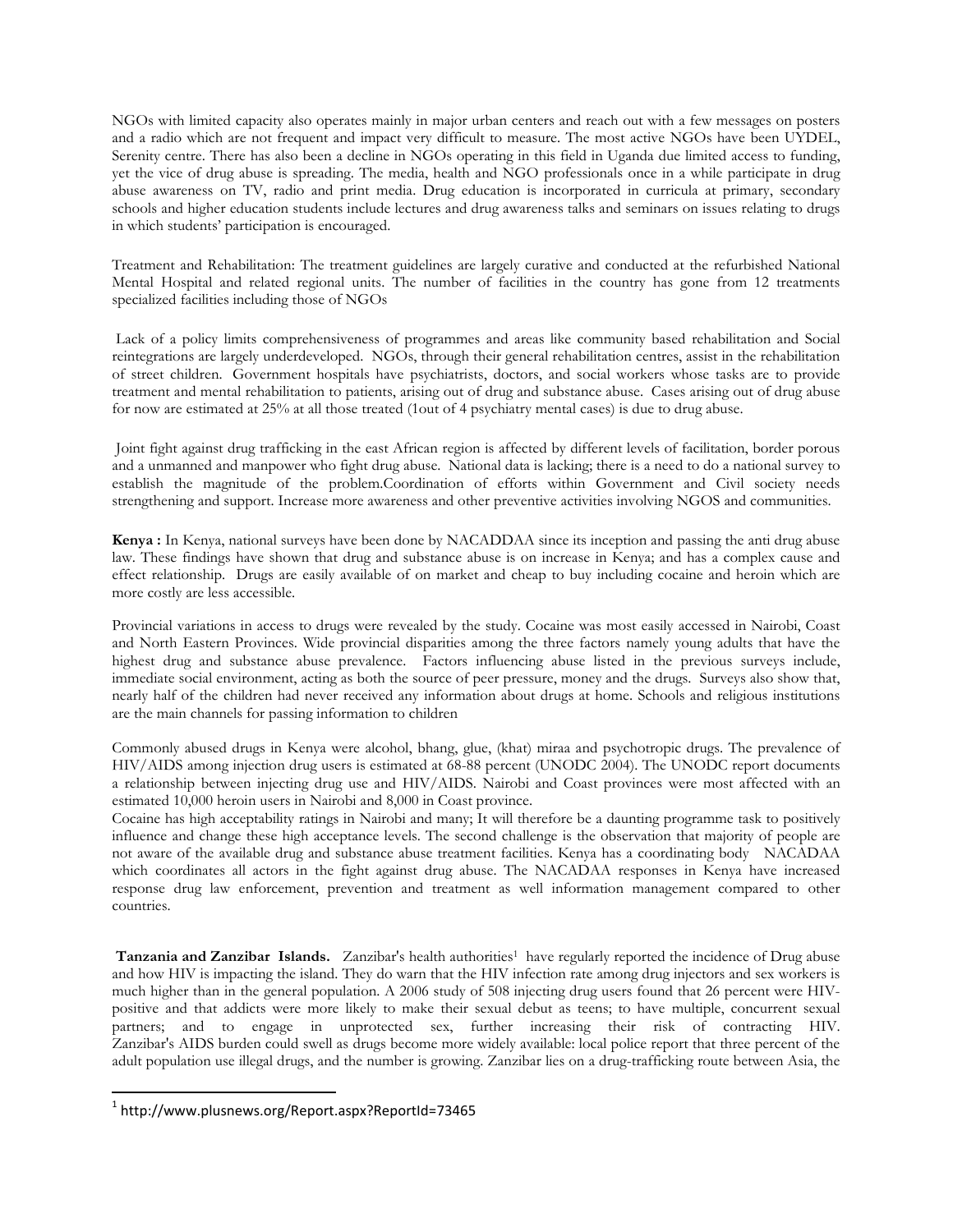NGOs with limited capacity also operates mainly in major urban centers and reach out with a few messages on posters and a radio which are not frequent and impact very difficult to measure. The most active NGOs have been UYDEL, Serenity centre. There has also been a decline in NGOs operating in this field in Uganda due limited access to funding, yet the vice of drug abuse is spreading. The media, health and NGO professionals once in a while participate in drug abuse awareness on TV, radio and print media. Drug education is incorporated in curricula at primary, secondary schools and higher education students include lectures and drug awareness talks and seminars on issues relating to drugs in which students' participation is encouraged.

Treatment and Rehabilitation: The treatment guidelines are largely curative and conducted at the refurbished National Mental Hospital and related regional units. The number of facilities in the country has gone from 12 treatments specialized facilities including those of NGOs

Lack of a policy limits comprehensiveness of programmes and areas like community based rehabilitation and Social reintegrations are largely underdeveloped. NGOs, through their general rehabilitation centres, assist in the rehabilitation of street children. Government hospitals have psychiatrists, doctors, and social workers whose tasks are to provide treatment and mental rehabilitation to patients, arising out of drug and substance abuse. Cases arising out of drug abuse for now are estimated at 25% at all those treated (1out of 4 psychiatry mental cases) is due to drug abuse.

Joint fight against drug trafficking in the east African region is affected by different levels of facilitation, border porous and a unmanned and manpower who fight drug abuse. National data is lacking; there is a need to do a national survey to establish the magnitude of the problem.Coordination of efforts within Government and Civil society needs strengthening and support. Increase more awareness and other preventive activities involving NGOS and communities.

**Kenya :** In Kenya, national surveys have been done by NACADDAA since its inception and passing the anti drug abuse law. These findings have shown that drug and substance abuse is on increase in Kenya; and has a complex cause and effect relationship. Drugs are easily available of on market and cheap to buy including cocaine and heroin which are more costly are less accessible.

Provincial variations in access to drugs were revealed by the study. Cocaine was most easily accessed in Nairobi, Coast and North Eastern Provinces. Wide provincial disparities among the three factors namely young adults that have the highest drug and substance abuse prevalence. Factors influencing abuse listed in the previous surveys include, immediate social environment, acting as both the source of peer pressure, money and the drugs. Surveys also show that, nearly half of the children had never received any information about drugs at home. Schools and religious institutions are the main channels for passing information to children

Commonly abused drugs in Kenya were alcohol, bhang, glue, (khat) miraa and psychotropic drugs. The prevalence of HIV/AIDS among injection drug users is estimated at 68-88 percent (UNODC 2004). The UNODC report documents a relationship between injecting drug use and HIV/AIDS. Nairobi and Coast provinces were most affected with an estimated 10,000 heroin users in Nairobi and 8,000 in Coast province.
Cocaine has high acceptability ratings in Nairobi and many; It will therefore be a daunting programme task to positively influence and change these high acceptance levels. The second challenge is the observation that majority of people are not aware of the available drug and substance abuse treatment facilities. Kenya has a coordinating body NACADAA which coordinates all actors in the fight against drug abuse. The NACADAA responses in Kenya have increased response drug law enforcement, prevention and treatment as well information management compared to other countries.

**Tanzania and Zanzibar Islands.** Zanzibar's health authorities[1] have regularly reported the incidence of Drug abuse and how HIV is impacting the island. They do warn that the HIV infection rate among drug injectors and sex workers is much higher than in the general population. A 2006 study of 508 injecting drug users found that 26 percent were HIV-positive and that addicts were more likely to make their sexual debut as teens; to have multiple, concurrent sexual partners; and to engage in unprotected sex, further increasing their risk of contracting HIV. Zanzibar's AIDS burden could swell as drugs become more widely available: local police report that three percent of the adult population use illegal drugs, and the number is growing. Zanzibar lies on a drug-trafficking route between Asia, the

[1] http://www.plusnews.org/Report.aspx?ReportId=73465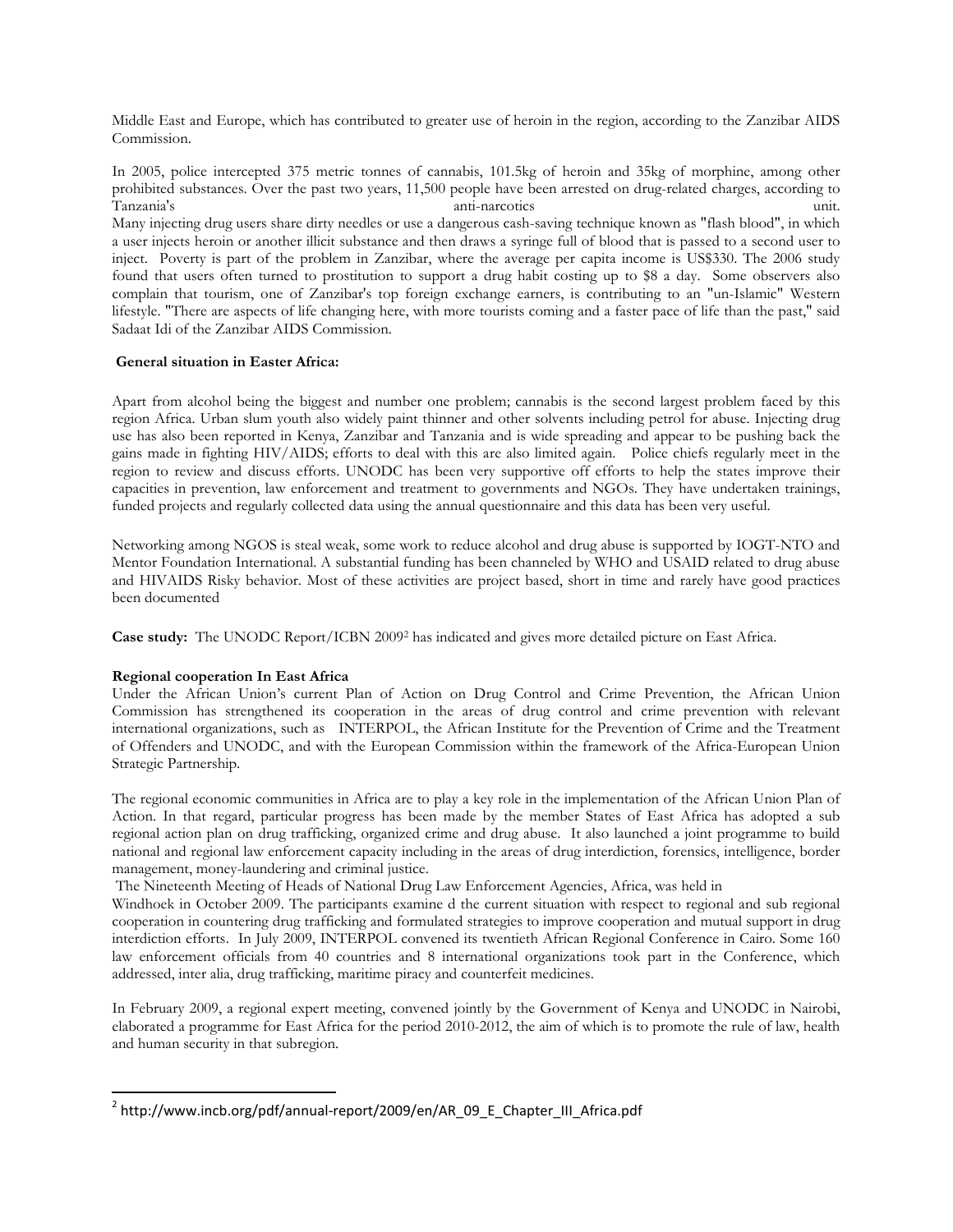Middle East and Europe, which has contributed to greater use of heroin in the region, according to the Zanzibar AIDS Commission.

In 2005, police intercepted 375 metric tonnes of cannabis, 101.5kg of heroin and 35kg of morphine, among other prohibited substances. Over the past two years, 11,500 people have been arrested on drug-related charges, according to Tanzania's anti-narcotics unit.
Many injecting drug users share dirty needles or use a dangerous cash-saving technique known as "flash blood", in which a user injects heroin or another illicit substance and then draws a syringe full of blood that is passed to a second user to inject. Poverty is part of the problem in Zanzibar, where the average per capita income is US$330. The 2006 study found that users often turned to prostitution to support a drug habit costing up to $8 a day. Some observers also complain that tourism, one of Zanzibar's top foreign exchange earners, is contributing to an "un-Islamic" Western lifestyle. "There are aspects of life changing here, with more tourists coming and a faster pace of life than the past," said Sadaat Idi of the Zanzibar AIDS Commission.

**General situation in Easter Africa:**

Apart from alcohol being the biggest and number one problem; cannabis is the second largest problem faced by this region Africa. Urban slum youth also widely paint thinner and other solvents including petrol for abuse. Injecting drug use has also been reported in Kenya, Zanzibar and Tanzania and is wide spreading and appear to be pushing back the gains made in fighting HIV/AIDS; efforts to deal with this are also limited again. Police chiefs regularly meet in the region to review and discuss efforts. UNODC has been very supportive off efforts to help the states improve their capacities in prevention, law enforcement and treatment to governments and NGOs. They have undertaken trainings, funded projects and regularly collected data using the annual questionnaire and this data has been very useful.

Networking among NGOS is steal weak, some work to reduce alcohol and drug abuse is supported by IOGT-NTO and Mentor Foundation International. A substantial funding has been channeled by WHO and USAID related to drug abuse and HIVAIDS Risky behavior. Most of these activities are project based, short in time and rarely have good practices been documented

**Case study:** The UNODC Report/ICBN 2009[2] has indicated and gives more detailed picture on East Africa.

**Regional cooperation In East Africa**

Under the African Union's current Plan of Action on Drug Control and Crime Prevention, the African Union Commission has strengthened its cooperation in the areas of drug control and crime prevention with relevant international organizations, such as INTERPOL, the African Institute for the Prevention of Crime and the Treatment of Offenders and UNODC, and with the European Commission within the framework of the Africa-European Union Strategic Partnership.

The regional economic communities in Africa are to play a key role in the implementation of the African Union Plan of Action. In that regard, particular progress has been made by the member States of East Africa has adopted a sub regional action plan on drug trafficking, organized crime and drug abuse. It also launched a joint programme to build national and regional law enforcement capacity including in the areas of drug interdiction, forensics, intelligence, border management, money-laundering and criminal justice.

The Nineteenth Meeting of Heads of National Drug Law Enforcement Agencies, Africa, was held in Windhoek in October 2009. The participants examine d the current situation with respect to regional and sub regional cooperation in countering drug trafficking and formulated strategies to improve cooperation and mutual support in drug interdiction efforts. In July 2009, INTERPOL convened its twentieth African Regional Conference in Cairo. Some 160 law enforcement officials from 40 countries and 8 international organizations took part in the Conference, which addressed, inter alia, drug trafficking, maritime piracy and counterfeit medicines.

In February 2009, a regional expert meeting, convened jointly by the Government of Kenya and UNODC in Nairobi, elaborated a programme for East Africa for the period 2010-2012, the aim of which is to promote the rule of law, health and human security in that subregion.

---

[2] http://www.incb.org/pdf/annual-report/2009/en/AR_09_E_Chapter_III_Africa.pdf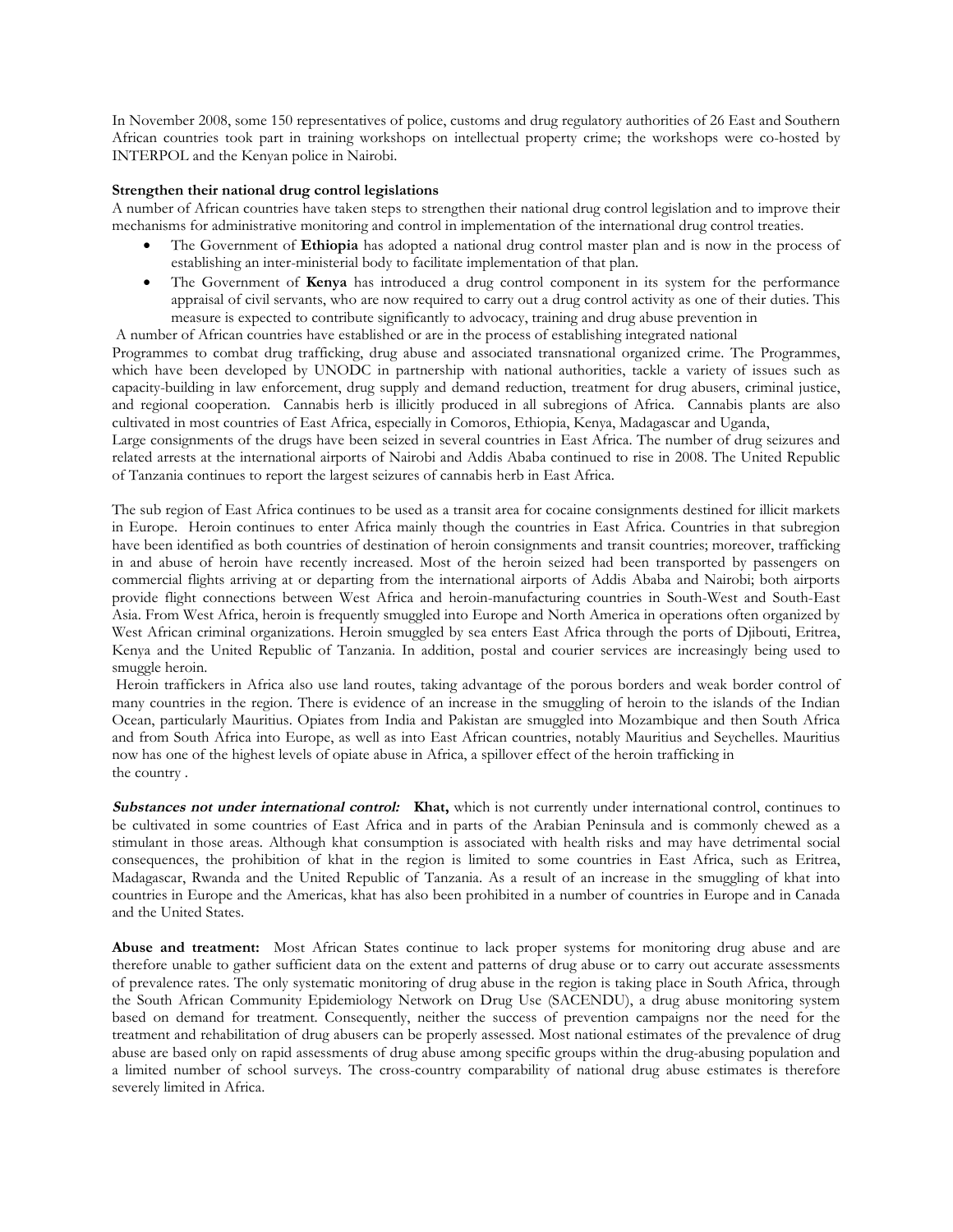In November 2008, some 150 representatives of police, customs and drug regulatory authorities of 26 East and Southern African countries took part in training workshops on intellectual property crime; the workshops were co-hosted by INTERPOL and the Kenyan police in Nairobi.

**Strengthen their national drug control legislations**

A number of African countries have taken steps to strengthen their national drug control legislation and to improve their mechanisms for administrative monitoring and control in implementation of the international drug control treaties.

- The Government of **Ethiopia** has adopted a national drug control master plan and is now in the process of establishing an inter-ministerial body to facilitate implementation of that plan.
- The Government of **Kenya** has introduced a drug control component in its system for the performance appraisal of civil servants, who are now required to carry out a drug control activity as one of their duties. This measure is expected to contribute significantly to advocacy, training and drug abuse prevention in

A number of African countries have established or are in the process of establishing integrated national Programmes to combat drug trafficking, drug abuse and associated transnational organized crime. The Programmes, which have been developed by UNODC in partnership with national authorities, tackle a variety of issues such as capacity-building in law enforcement, drug supply and demand reduction, treatment for drug abusers, criminal justice, and regional cooperation. Cannabis herb is illicitly produced in all subregions of Africa. Cannabis plants are also cultivated in most countries of East Africa, especially in Comoros, Ethiopia, Kenya, Madagascar and Uganda,
Large consignments of the drugs have been seized in several countries in East Africa. The number of drug seizures and related arrests at the international airports of Nairobi and Addis Ababa continued to rise in 2008. The United Republic of Tanzania continues to report the largest seizures of cannabis herb in East Africa.

The sub region of East Africa continues to be used as a transit area for cocaine consignments destined for illicit markets in Europe. Heroin continues to enter Africa mainly though the countries in East Africa. Countries in that subregion have been identified as both countries of destination of heroin consignments and transit countries; moreover, trafficking in and abuse of heroin have recently increased. Most of the heroin seized had been transported by passengers on commercial flights arriving at or departing from the international airports of Addis Ababa and Nairobi; both airports provide flight connections between West Africa and heroin-manufacturing countries in South-West and South-East Asia. From West Africa, heroin is frequently smuggled into Europe and North America in operations often organized by West African criminal organizations. Heroin smuggled by sea enters East Africa through the ports of Djibouti, Eritrea, Kenya and the United Republic of Tanzania. In addition, postal and courier services are increasingly being used to smuggle heroin.

Heroin traffickers in Africa also use land routes, taking advantage of the porous borders and weak border control of many countries in the region. There is evidence of an increase in the smuggling of heroin to the islands of the Indian Ocean, particularly Mauritius. Opiates from India and Pakistan are smuggled into Mozambique and then South Africa and from South Africa into Europe, as well as into East African countries, notably Mauritius and Seychelles. Mauritius now has one of the highest levels of opiate abuse in Africa, a spillover effect of the heroin trafficking in the country .

***Substances not under international control:*** **Khat,** which is not currently under international control, continues to be cultivated in some countries of East Africa and in parts of the Arabian Peninsula and is commonly chewed as a stimulant in those areas. Although khat consumption is associated with health risks and may have detrimental social consequences, the prohibition of khat in the region is limited to some countries in East Africa, such as Eritrea, Madagascar, Rwanda and the United Republic of Tanzania. As a result of an increase in the smuggling of khat into countries in Europe and the Americas, khat has also been prohibited in a number of countries in Europe and in Canada and the United States.

**Abuse and treatment:** Most African States continue to lack proper systems for monitoring drug abuse and are therefore unable to gather sufficient data on the extent and patterns of drug abuse or to carry out accurate assessments of prevalence rates. The only systematic monitoring of drug abuse in the region is taking place in South Africa, through the South African Community Epidemiology Network on Drug Use (SACENDU), a drug abuse monitoring system based on demand for treatment. Consequently, neither the success of prevention campaigns nor the need for the treatment and rehabilitation of drug abusers can be properly assessed. Most national estimates of the prevalence of drug abuse are based only on rapid assessments of drug abuse among specific groups within the drug-abusing population and a limited number of school surveys. The cross-country comparability of national drug abuse estimates is therefore severely limited in Africa.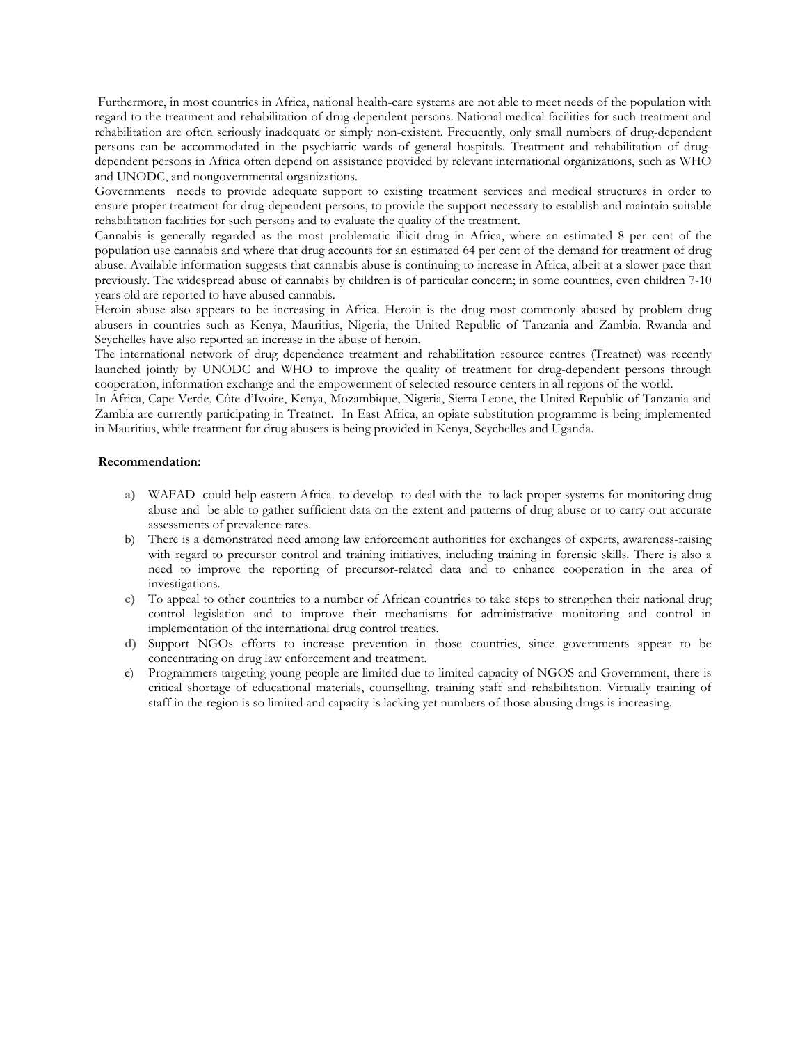Furthermore, in most countries in Africa, national health-care systems are not able to meet needs of the population with regard to the treatment and rehabilitation of drug-dependent persons. National medical facilities for such treatment and rehabilitation are often seriously inadequate or simply non-existent. Frequently, only small numbers of drug-dependent persons can be accommodated in the psychiatric wards of general hospitals. Treatment and rehabilitation of drug-dependent persons in Africa often depend on assistance provided by relevant international organizations, such as WHO and UNODC, and nongovernmental organizations.

Governments needs to provide adequate support to existing treatment services and medical structures in order to ensure proper treatment for drug-dependent persons, to provide the support necessary to establish and maintain suitable rehabilitation facilities for such persons and to evaluate the quality of the treatment.

Cannabis is generally regarded as the most problematic illicit drug in Africa, where an estimated 8 per cent of the population use cannabis and where that drug accounts for an estimated 64 per cent of the demand for treatment of drug abuse. Available information suggests that cannabis abuse is continuing to increase in Africa, albeit at a slower pace than previously. The widespread abuse of cannabis by children is of particular concern; in some countries, even children 7-10 years old are reported to have abused cannabis.

Heroin abuse also appears to be increasing in Africa. Heroin is the drug most commonly abused by problem drug abusers in countries such as Kenya, Mauritius, Nigeria, the United Republic of Tanzania and Zambia. Rwanda and Seychelles have also reported an increase in the abuse of heroin.

The international network of drug dependence treatment and rehabilitation resource centres (Treatnet) was recently launched jointly by UNODC and WHO to improve the quality of treatment for drug-dependent persons through cooperation, information exchange and the empowerment of selected resource centers in all regions of the world.

In Africa, Cape Verde, Côte d'Ivoire, Kenya, Mozambique, Nigeria, Sierra Leone, the United Republic of Tanzania and Zambia are currently participating in Treatnet. In East Africa, an opiate substitution programme is being implemented in Mauritius, while treatment for drug abusers is being provided in Kenya, Seychelles and Uganda.

**Recommendation:**

a) WAFAD could help eastern Africa to develop to deal with the to lack proper systems for monitoring drug abuse and be able to gather sufficient data on the extent and patterns of drug abuse or to carry out accurate assessments of prevalence rates.

b) There is a demonstrated need among law enforcement authorities for exchanges of experts, awareness-raising with regard to precursor control and training initiatives, including training in forensic skills. There is also a need to improve the reporting of precursor-related data and to enhance cooperation in the area of investigations.

c) To appeal to other countries to a number of African countries to take steps to strengthen their national drug control legislation and to improve their mechanisms for administrative monitoring and control in implementation of the international drug control treaties.

d) Support NGOs efforts to increase prevention in those countries, since governments appear to be concentrating on drug law enforcement and treatment.

e) Programmers targeting young people are limited due to limited capacity of NGOS and Government, there is critical shortage of educational materials, counselling, training staff and rehabilitation. Virtually training of staff in the region is so limited and capacity is lacking yet numbers of those abusing drugs is increasing.